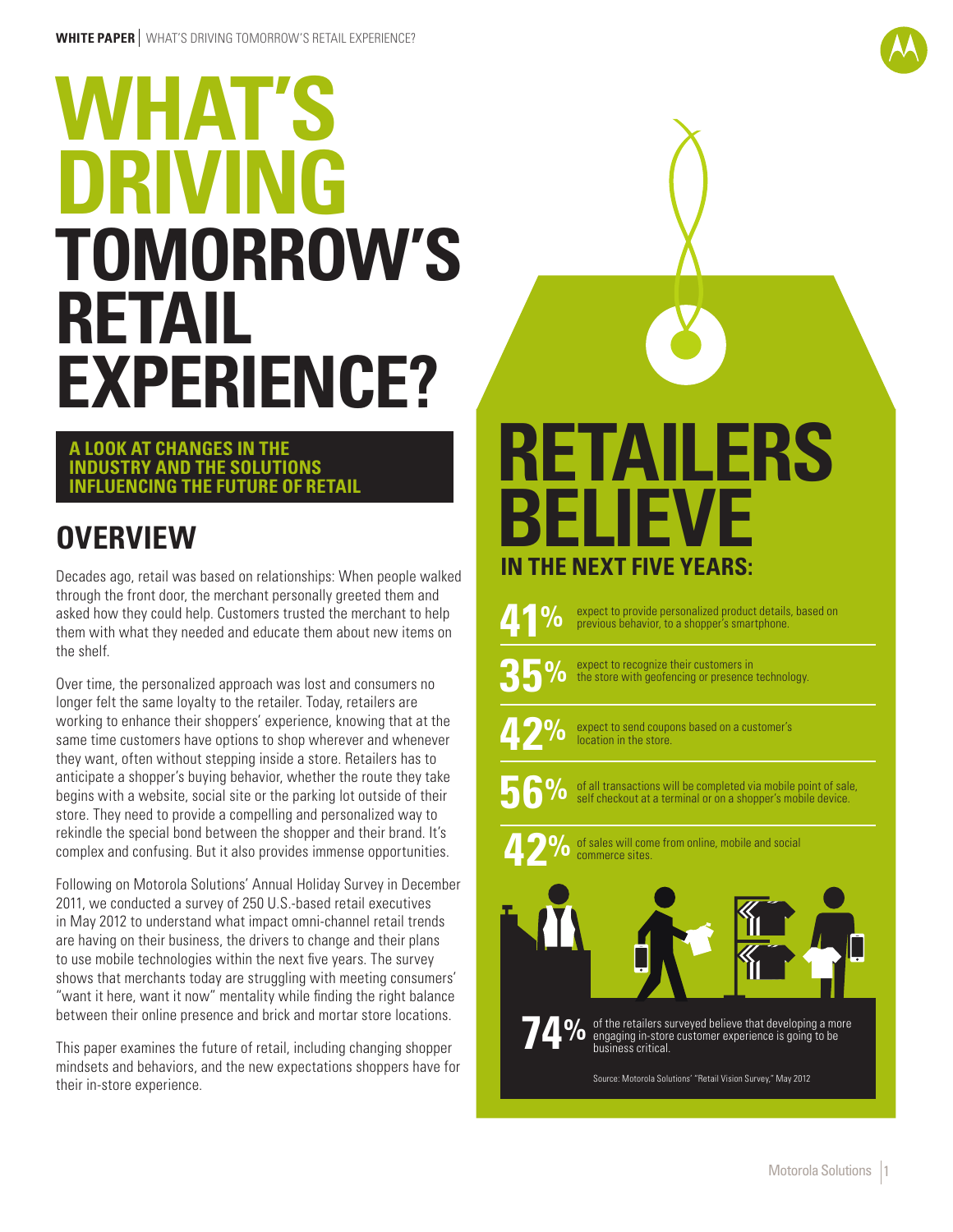# WHAT'S DRIVING TOMORROW'S RETAIL EXPERIENCE?

**A LOOK AT CHANGES IN THE INDUSTRY AND THE SOLUTIONS INFLUENCING THE FUTURE OF RETAIL**

## OVERVIEW

Decades ago, retail was based on relationships: When people walked through the front door, the merchant personally greeted them and asked how they could help. Customers trusted the merchant to help them with what they needed and educate them about new items on the shelf.

Over time, the personalized approach was lost and consumers no longer felt the same loyalty to the retailer. Today, retailers are working to enhance their shoppers' experience, knowing that at the same time customers have options to shop wherever and whenever they want, often without stepping inside a store. Retailers has to anticipate a shopper's buying behavior, whether the route they take begins with a website, social site or the parking lot outside of their store. They need to provide a compelling and personalized way to rekindle the special bond between the shopper and their brand. It's complex and confusing. But it also provides immense opportunities.

Following on Motorola Solutions' Annual Holiday Survey in December 2011, we conducted a survey of 250 U.S.-based retail executives in May 2012 to understand what impact omni-channel retail trends are having on their business, the drivers to change and their plans to use mobile technologies within the next five years. The survey shows that merchants today are struggling with meeting consumers' "want it here, want it now" mentality while finding the right balance between their online presence and brick and mortar store locations.

This paper examines the future of retail, including changing shopper mindsets and behaviors, and the new expectations shoppers have for their in-store experience.

## RETAILERS BELIEVE IN THE NEXT FIVE YEARS:

**41%** expect to provide personalized product details, based on previous behavior, to a shopper's smartphone.

**35%** expect to recognize their customers in the store with geofencing or presence technology.

**42%** expect to send coupons based on a customer's location in the store.

**56%** of all transactions will be completed via mobile point of sale, self checkout at a terminal or on a shopper's mobile device.

**42%** of sales will come from online, mobile and social commerce sites.

**74%** of the retailers surveyed believe that developing a more engaging in-store customer experience is going to be business critical.

Source: Motorola Solutions' "Retail Vision Survey," May 2012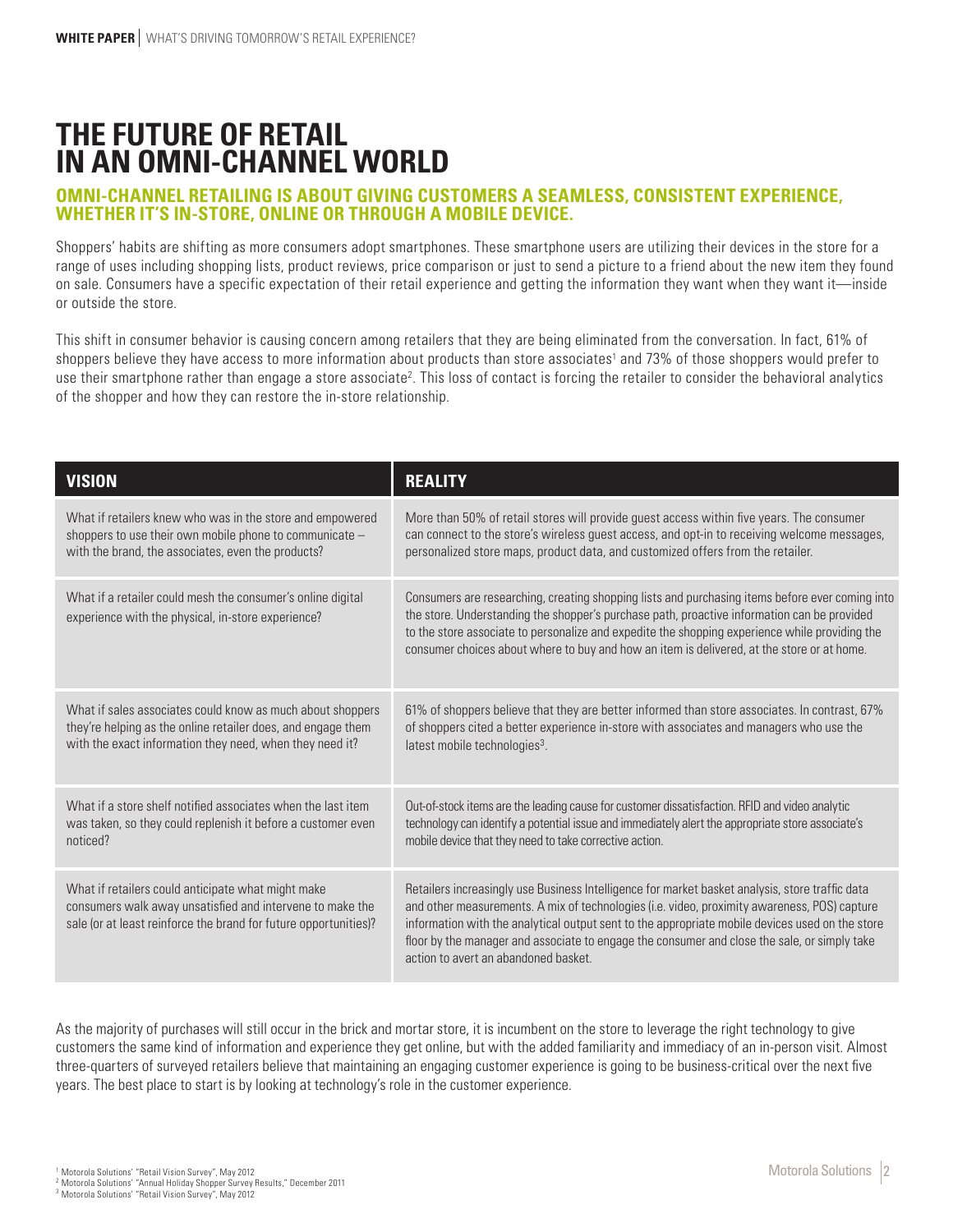# THE FUTURE OF RETAIL IN AN OMNI-CHANNEL WORLD

## OMNI-CHANNEL RETAILING IS ABOUT GIVING CUSTOMERS A SEAMLESS, CONSISTENT EXPERIENCE, WHETHER IT'S IN-STORE, ONLINE OR THROUGH A MOBILE DEVICE.

Shoppers' habits are shifting as more consumers adopt smartphones. These smartphone users are utilizing their devices in the store for a range of uses including shopping lists, product reviews, price comparison or just to send a picture to a friend about the new item they found on sale. Consumers have a specific expectation of their retail experience and getting the information they want when they want it—inside or outside the store.

This shift in consumer behavior is causing concern among retailers that they are being eliminated from the conversation. In fact, 61% of shoppers believe they have access to more information about products than store associates[1] and 73% of those shoppers would prefer to use their smartphone rather than engage a store associate[2]. This loss of contact is forcing the retailer to consider the behavioral analytics of the shopper and how they can restore the in-store relationship.

| VISION | REALITY |
|---|---|
| What if retailers knew who was in the store and empowered shoppers to use their own mobile phone to communicate – with the brand, the associates, even the products? | More than 50% of retail stores will provide guest access within five years. The consumer can connect to the store's wireless guest access, and opt-in to receiving welcome messages, personalized store maps, product data, and customized offers from the retailer. |
| What if a retailer could mesh the consumer's online digital experience with the physical, in-store experience? | Consumers are researching, creating shopping lists and purchasing items before ever coming into the store. Understanding the shopper's purchase path, proactive information can be provided to the store associate to personalize and expedite the shopping experience while providing the consumer choices about where to buy and how an item is delivered, at the store or at home. |
| What if sales associates could know as much about shoppers they're helping as the online retailer does, and engage them with the exact information they need, when they need it? | 61% of shoppers believe that they are better informed than store associates. In contrast, 67% of shoppers cited a better experience in-store with associates and managers who use the latest mobile technologies[3]. |
| What if a store shelf notified associates when the last item was taken, so they could replenish it before a customer even noticed? | Out-of-stock items are the leading cause for customer dissatisfaction. RFID and video analytic technology can identify a potential issue and immediately alert the appropriate store associate's mobile device that they need to take corrective action. |
| What if retailers could anticipate what might make consumers walk away unsatisfied and intervene to make the sale (or at least reinforce the brand for future opportunities)? | Retailers increasingly use Business Intelligence for market basket analysis, store traffic data and other measurements. A mix of technologies (i.e. video, proximity awareness, POS) capture information with the analytical output sent to the appropriate mobile devices used on the store floor by the manager and associate to engage the consumer and close the sale, or simply take action to avert an abandoned basket. |

As the majority of purchases will still occur in the brick and mortar store, it is incumbent on the store to leverage the right technology to give customers the same kind of information and experience they get online, but with the added familiarity and immediacy of an in-person visit. Almost three-quarters of surveyed retailers believe that maintaining an engaging customer experience is going to be business-critical over the next five years. The best place to start is by looking at technology's role in the customer experience.

[1] Motorola Solutions' "Retail Vision Survey", May 2012
[2] Motorola Solutions' "Annual Holiday Shopper Survey Results," December 2011
[3] Motorola Solutions' "Retail Vision Survey", May 2012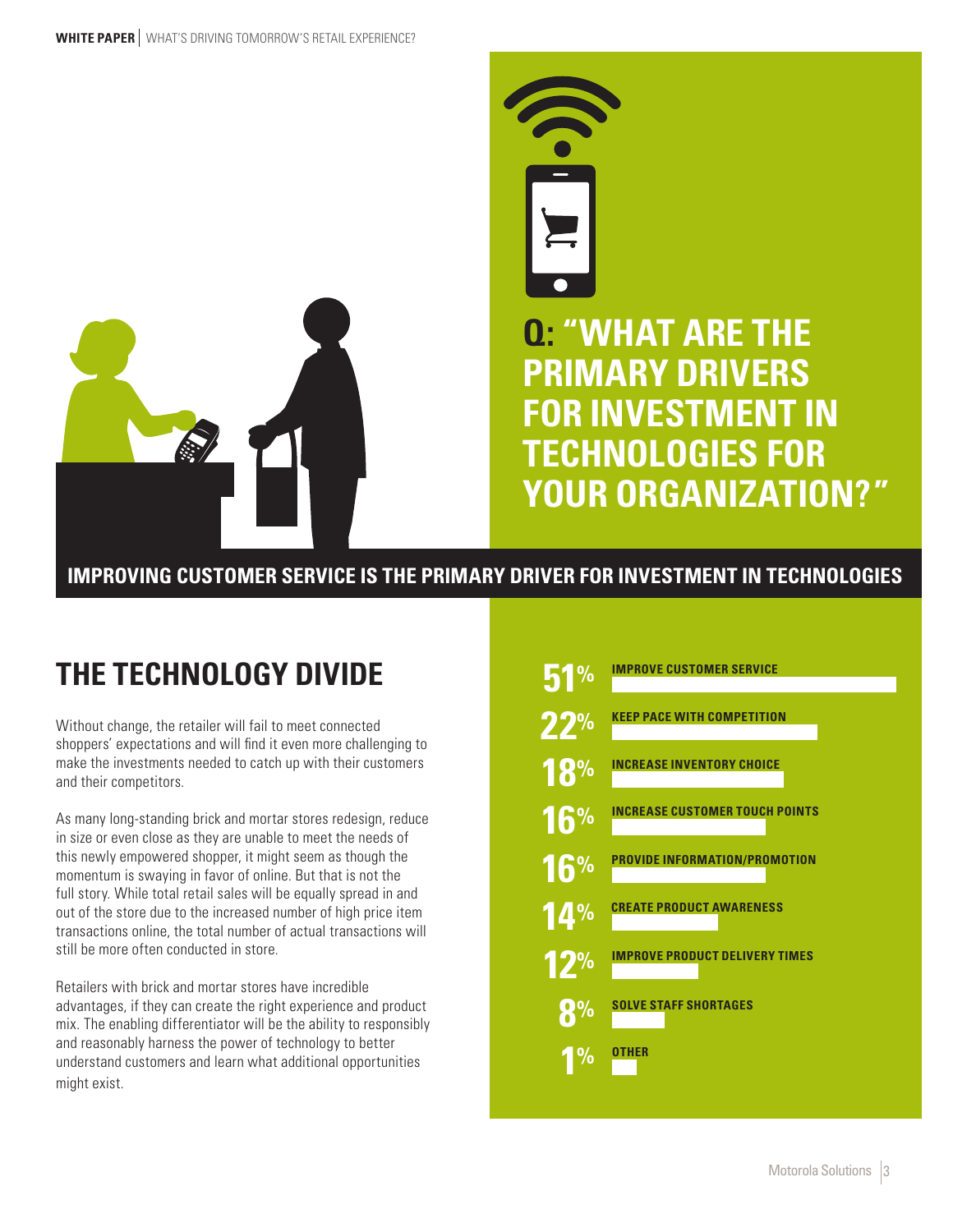## Q: "WHAT ARE THE PRIMARY DRIVERS FOR INVESTMENT IN TECHNOLOGIES FOR YOUR ORGANIZATION?"

**IMPROVING CUSTOMER SERVICE IS THE PRIMARY DRIVER FOR INVESTMENT IN TECHNOLOGIES**

## THE TECHNOLOGY DIVIDE

Without change, the retailer will fail to meet connected shoppers' expectations and will find it even more challenging to make the investments needed to catch up with their customers and their competitors.

As many long-standing brick and mortar stores redesign, reduce in size or even close as they are unable to meet the needs of this newly empowered shopper, it might seem as though the momentum is swaying in favor of online. But that is not the full story. While total retail sales will be equally spread in and out of the store due to the increased number of high price item transactions online, the total number of actual transactions will still be more often conducted in store.

Retailers with brick and mortar stores have incredible advantages, if they can create the right experience and product mix. The enabling differentiator will be the ability to responsibly and reasonably harness the power of technology to better understand customers and learn what additional opportunities might exist.

| % | Driver |
|---|---|
| 51% | IMPROVE CUSTOMER SERVICE |
| 22% | KEEP PACE WITH COMPETITION |
| 18% | INCREASE INVENTORY CHOICE |
| 16% | INCREASE CUSTOMER TOUCH POINTS |
| 16% | PROVIDE INFORMATION/PROMOTION |
| 14% | CREATE PRODUCT AWARENESS |
| 12% | IMPROVE PRODUCT DELIVERY TIMES |
| 8% | SOLVE STAFF SHORTAGES |
| 1% | OTHER |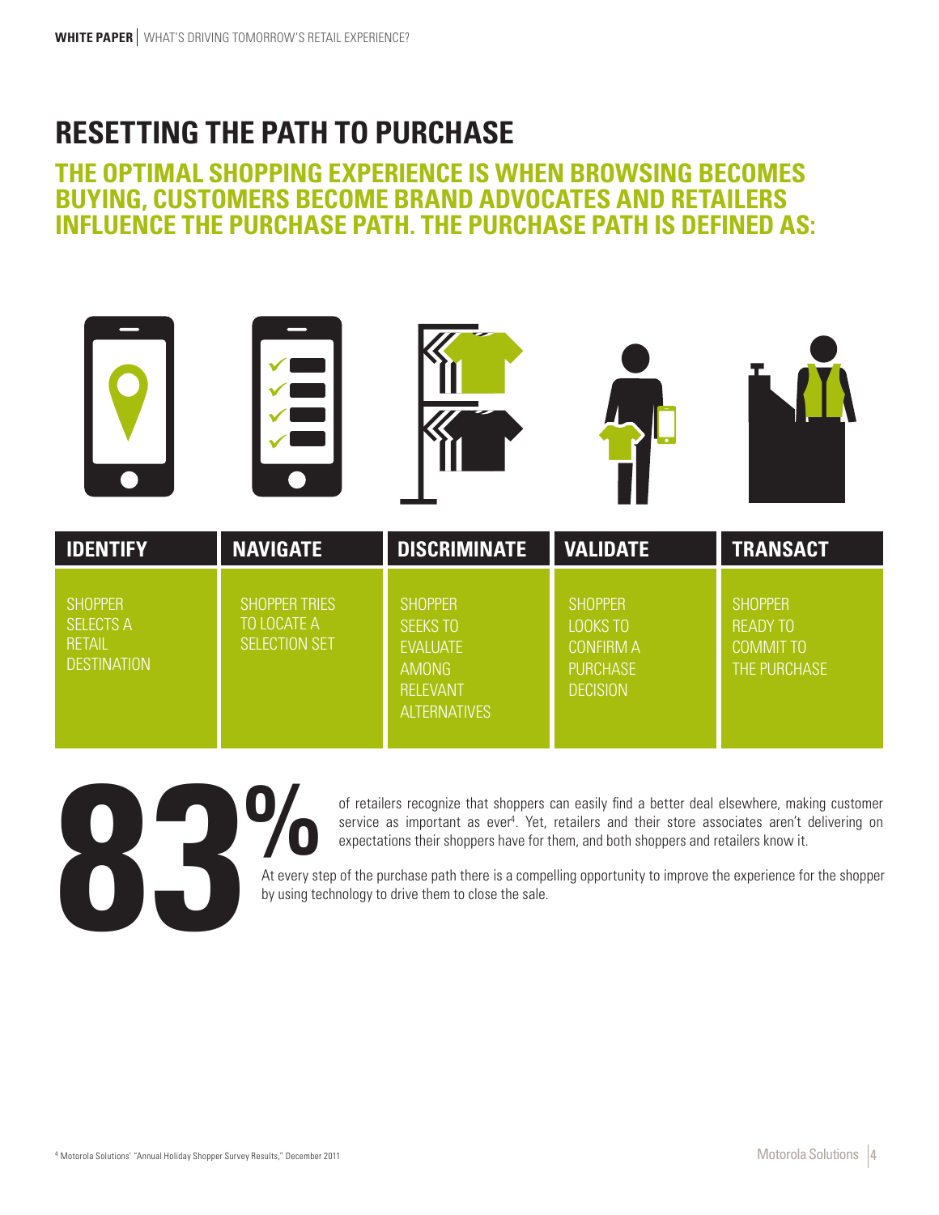# RESETTING THE PATH TO PURCHASE

## THE OPTIMAL SHOPPING EXPERIENCE IS WHEN BROWSING BECOMES BUYING, CUSTOMERS BECOME BRAND ADVOCATES AND RETAILERS INFLUENCE THE PURCHASE PATH. THE PURCHASE PATH IS DEFINED AS:

| IDENTIFY | NAVIGATE | DISCRIMINATE | VALIDATE | TRANSACT |
|---|---|---|---|---|
| SHOPPER SELECTS A RETAIL DESTINATION | SHOPPER TRIES TO LOCATE A SELECTION SET | SHOPPER SEEKS TO EVALUATE AMONG RELEVANT ALTERNATIVES | SHOPPER LOOKS TO CONFIRM A PURCHASE DECISION | SHOPPER READY TO COMMIT TO THE PURCHASE |

**83%** of retailers recognize that shoppers can easily find a better deal elsewhere, making customer service as important as ever[4]. Yet, retailers and their store associates aren't delivering on expectations their shoppers have for them, and both shoppers and retailers know it.

At every step of the purchase path there is a compelling opportunity to improve the experience for the shopper by using technology to drive them to close the sale.

[4] Motorola Solutions' "Annual Holiday Shopper Survey Results," December 2011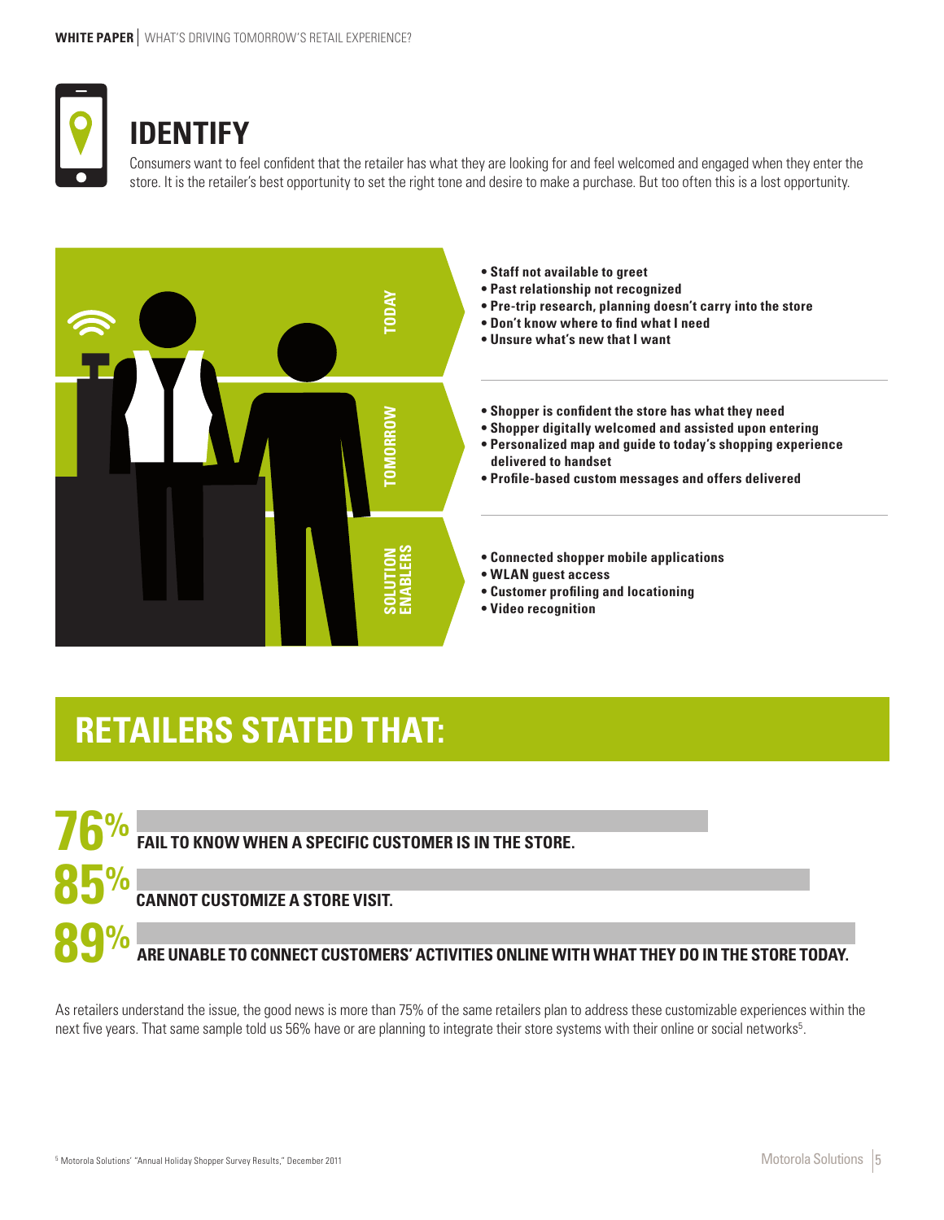# IDENTIFY

Consumers want to feel confident that the retailer has what they are looking for and feel welcomed and engaged when they enter the store. It is the retailer's best opportunity to set the right tone and desire to make a purchase. But too often this is a lost opportunity.

**TODAY**

- **Staff not available to greet**
- **Past relationship not recognized**
- **Pre-trip research, planning doesn't carry into the store**
- **Don't know where to find what I need**
- **Unsure what's new that I want**

**TOMORROW**

- **Shopper is confident the store has what they need**
- **Shopper digitally welcomed and assisted upon entering**
- **Personalized map and guide to today's shopping experience delivered to handset**
- **Profile-based custom messages and offers delivered**

**SOLUTION ENABLERS**

- **Connected shopper mobile applications**
- **WLAN guest access**
- **Customer profiling and locationing**
- **Video recognition**

## RETAILERS STATED THAT:

**76%** FAIL TO KNOW WHEN A SPECIFIC CUSTOMER IS IN THE STORE.

**85%** CANNOT CUSTOMIZE A STORE VISIT.

**89%** ARE UNABLE TO CONNECT CUSTOMERS' ACTIVITIES ONLINE WITH WHAT THEY DO IN THE STORE TODAY.

As retailers understand the issue, the good news is more than 75% of the same retailers plan to address these customizable experiences within the next five years. That same sample told us 56% have or are planning to integrate their store systems with their online or social networks[5].

[5] Motorola Solutions' "Annual Holiday Shopper Survey Results," December 2011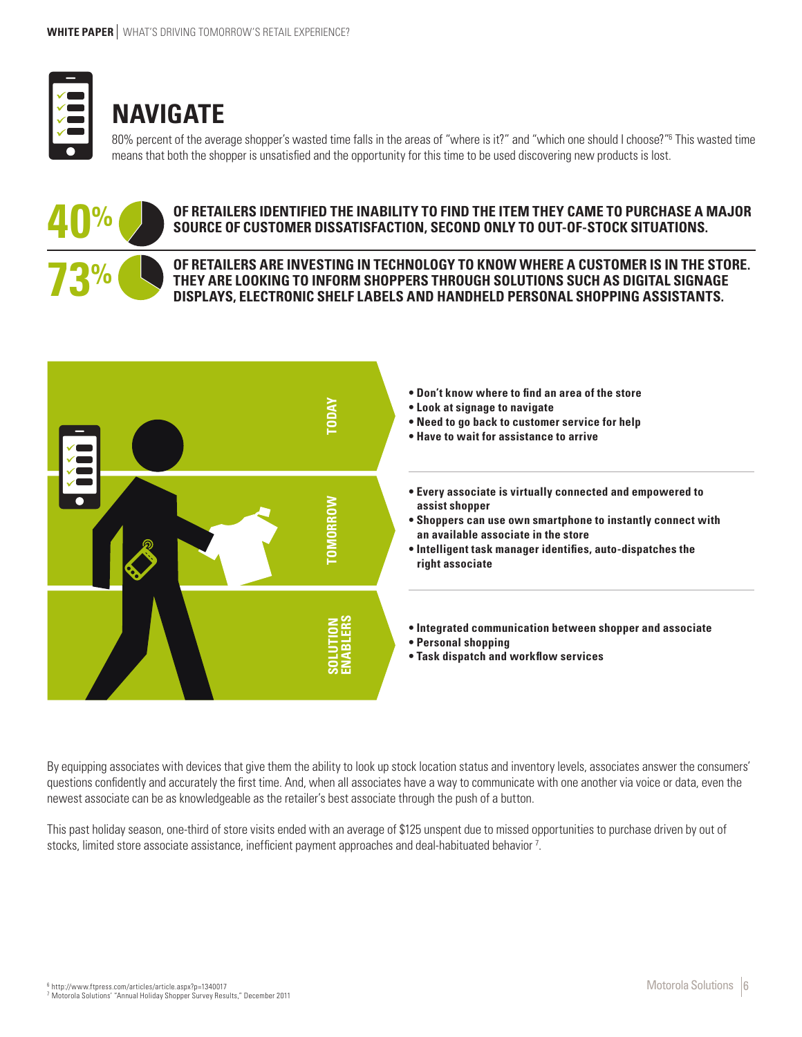# NAVIGATE

80% percent of the average shopper's wasted time falls in the areas of "where is it?" and "which one should I choose?"[6] This wasted time means that both the shopper is unsatisfied and the opportunity for this time to be used discovering new products is lost.

**40%** **OF RETAILERS IDENTIFIED THE INABILITY TO FIND THE ITEM THEY CAME TO PURCHASE A MAJOR SOURCE OF CUSTOMER DISSATISFACTION, SECOND ONLY TO OUT-OF-STOCK SITUATIONS.**

**73%** **OF RETAILERS ARE INVESTING IN TECHNOLOGY TO KNOW WHERE A CUSTOMER IS IN THE STORE. THEY ARE LOOKING TO INFORM SHOPPERS THROUGH SOLUTIONS SUCH AS DIGITAL SIGNAGE DISPLAYS, ELECTRONIC SHELF LABELS AND HANDHELD PERSONAL SHOPPING ASSISTANTS.**

**TODAY**

- **Don't know where to find an area of the store**
- **Look at signage to navigate**
- **Need to go back to customer service for help**
- **Have to wait for assistance to arrive**

**TOMORROW**

- **Every associate is virtually connected and empowered to assist shopper**
- **Shoppers can use own smartphone to instantly connect with an available associate in the store**
- **Intelligent task manager identifies, auto-dispatches the right associate**

**SOLUTION ENABLERS**

- **Integrated communication between shopper and associate**
- **Personal shopping**
- **Task dispatch and workflow services**

By equipping associates with devices that give them the ability to look up stock location status and inventory levels, associates answer the consumers' questions confidently and accurately the first time. And, when all associates have a way to communicate with one another via voice or data, even the newest associate can be as knowledgeable as the retailer's best associate through the push of a button.

This past holiday season, one-third of store visits ended with an average of $125 unspent due to missed opportunities to purchase driven by out of stocks, limited store associate assistance, inefficient payment approaches and deal-habituated behavior [7].

[6] http://www.ftpress.com/articles/article.aspx?p=1340017
[7] Motorola Solutions' "Annual Holiday Shopper Survey Results," December 2011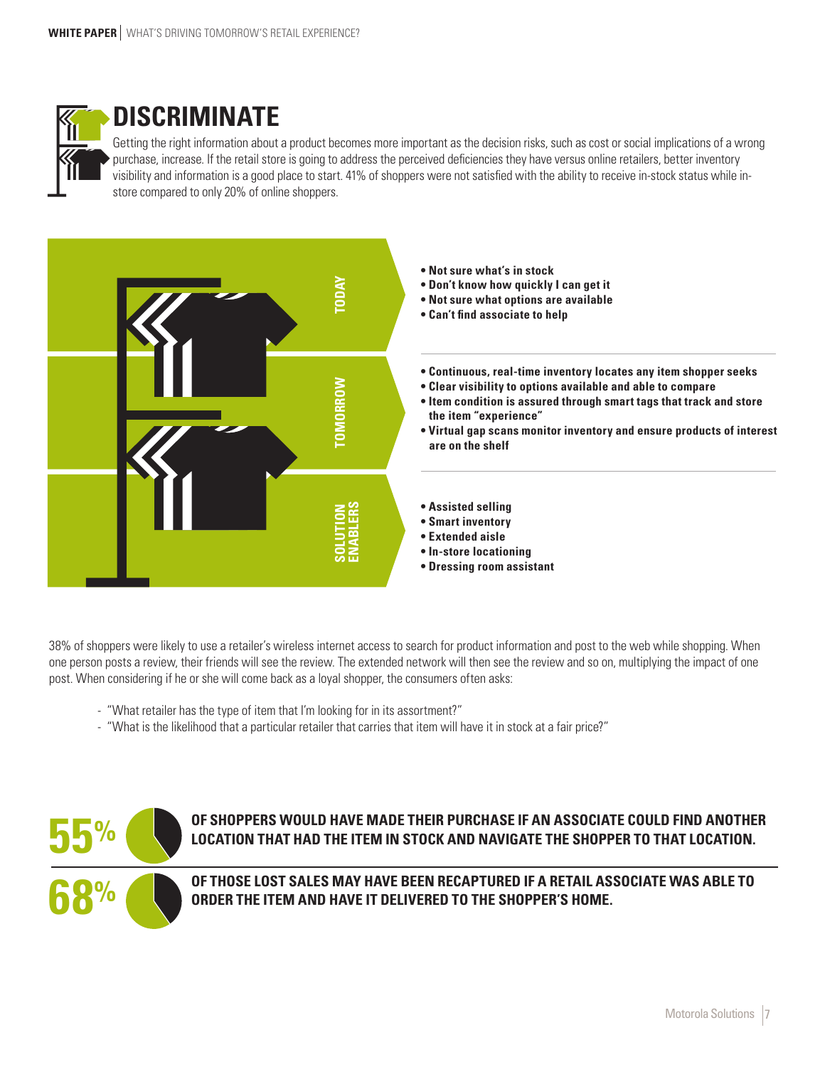# DISCRIMINATE

Getting the right information about a product becomes more important as the decision risks, such as cost or social implications of a wrong purchase, increase. If the retail store is going to address the perceived deficiencies they have versus online retailers, better inventory visibility and information is a good place to start. 41% of shoppers were not satisfied with the ability to receive in-stock status while in-store compared to only 20% of online shoppers.

**TODAY**

- **Not sure what's in stock**
- **Don't know how quickly I can get it**
- **Not sure what options are available**
- **Can't find associate to help**

**TOMORROW**

- **Continuous, real-time inventory locates any item shopper seeks**
- **Clear visibility to options available and able to compare**
- **Item condition is assured through smart tags that track and store the item "experience"**
- **Virtual gap scans monitor inventory and ensure products of interest are on the shelf**

**SOLUTION ENABLERS**

- **Assisted selling**
- **Smart inventory**
- **Extended aisle**
- **In-store locationing**
- **Dressing room assistant**

38% of shoppers were likely to use a retailer's wireless internet access to search for product information and post to the web while shopping. When one person posts a review, their friends will see the review. The extended network will then see the review and so on, multiplying the impact of one post. When considering if he or she will come back as a loyal shopper, the consumers often asks:

- "What retailer has the type of item that I'm looking for in its assortment?"
- "What is the likelihood that a particular retailer that carries that item will have it in stock at a fair price?"

**55%** OF SHOPPERS WOULD HAVE MADE THEIR PURCHASE IF AN ASSOCIATE COULD FIND ANOTHER LOCATION THAT HAD THE ITEM IN STOCK AND NAVIGATE THE SHOPPER TO THAT LOCATION.

**68%** OF THOSE LOST SALES MAY HAVE BEEN RECAPTURED IF A RETAIL ASSOCIATE WAS ABLE TO ORDER THE ITEM AND HAVE IT DELIVERED TO THE SHOPPER'S HOME.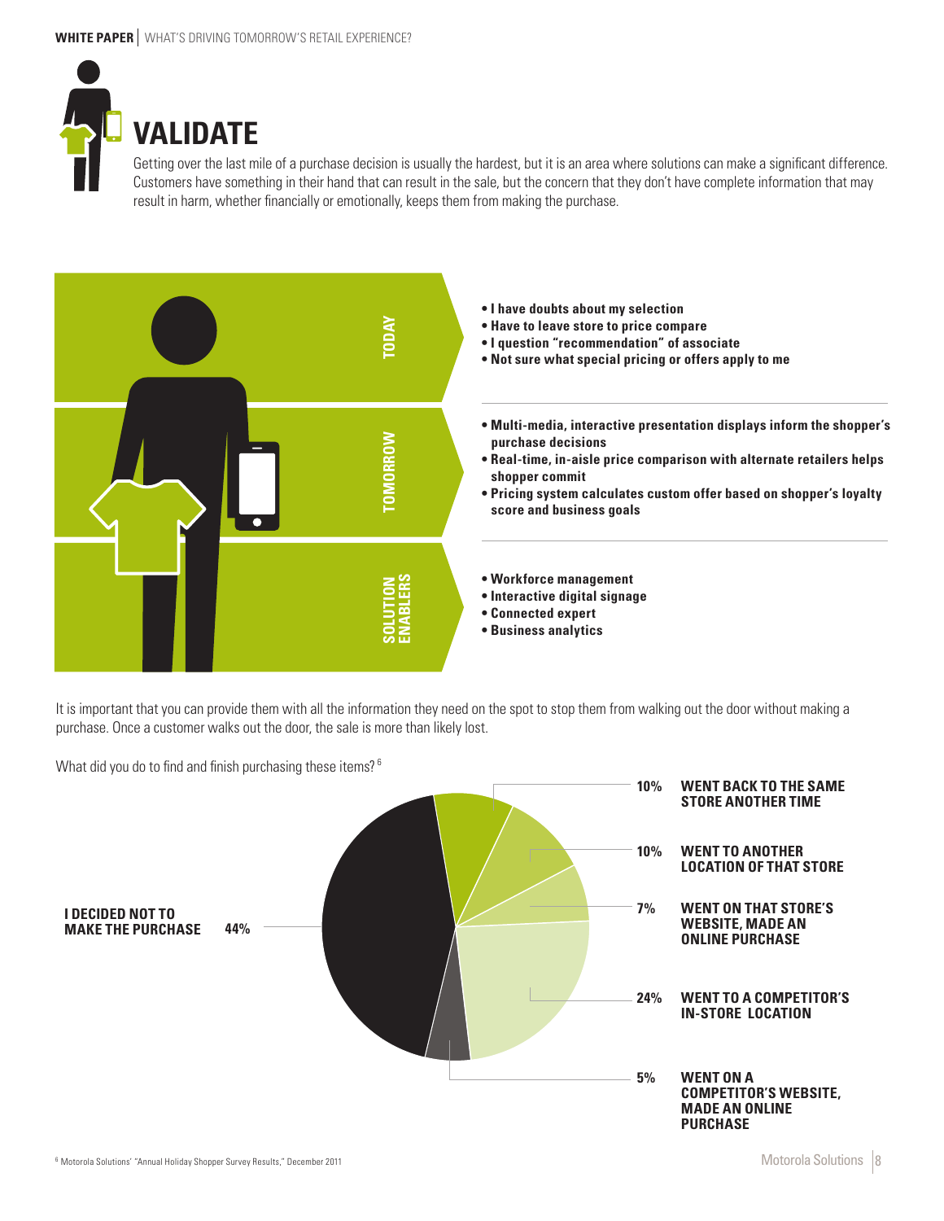# VALIDATE

Getting over the last mile of a purchase decision is usually the hardest, but it is an area where solutions can make a significant difference. Customers have something in their hand that can result in the sale, but the concern that they don't have complete information that may result in harm, whether financially or emotionally, keeps them from making the purchase.

**TODAY**

- **I have doubts about my selection**
- **Have to leave store to price compare**
- **I question "recommendation" of associate**
- **Not sure what special pricing or offers apply to me**

**TOMORROW**

- **Multi-media, interactive presentation displays inform the shopper's purchase decisions**
- **Real-time, in-aisle price comparison with alternate retailers helps shopper commit**
- **Pricing system calculates custom offer based on shopper's loyalty score and business goals**

**SOLUTION ENABLERS**

- **Workforce management**
- **Interactive digital signage**
- **Connected expert**
- **Business analytics**

It is important that you can provide them with all the information they need on the spot to stop them from walking out the door without making a purchase. Once a customer walks out the door, the sale is more than likely lost.

What did you do to find and finish purchasing these items?[6]

| Response | % |
|---|---|
| I decided not to make the purchase | 44% |
| Went back to the same store another time | 10% |
| Went to another location of that store | 10% |
| Went on that store's website, made an online purchase | 7% |
| Went to a competitor's in-store location | 24% |
| Went on a competitor's website, made an online purchase | 5% |

[6] Motorola Solutions' "Annual Holiday Shopper Survey Results," December 2011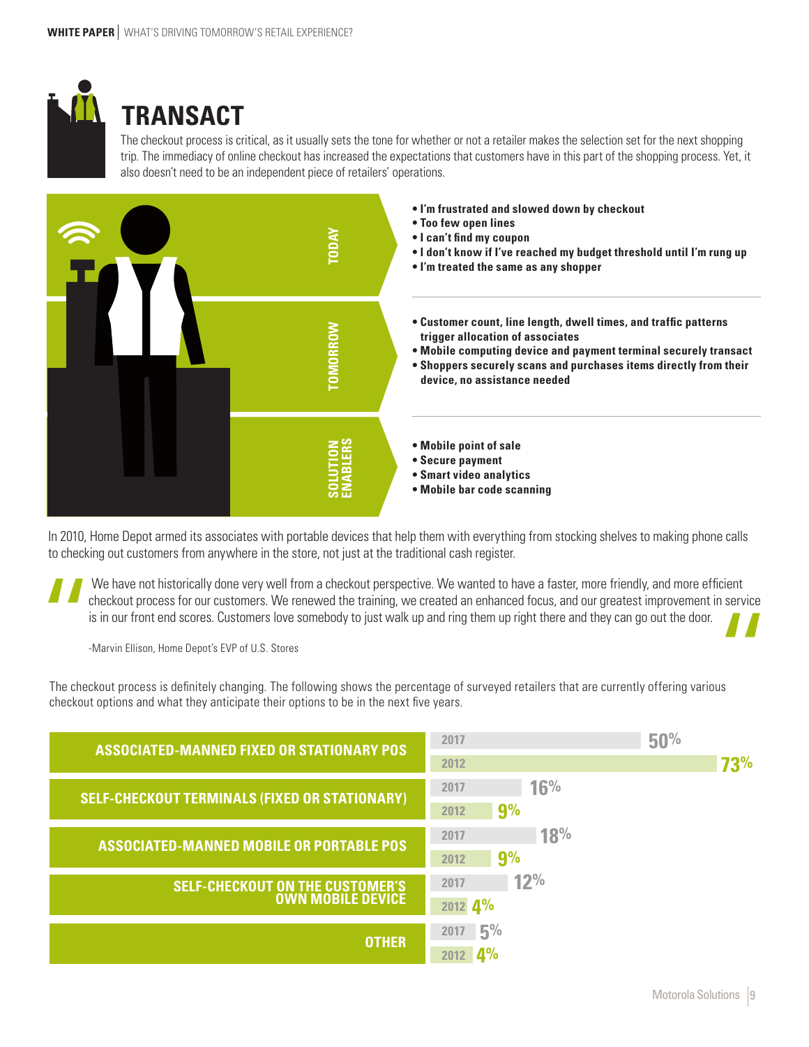# TRANSACT

The checkout process is critical, as it usually sets the tone for whether or not a retailer makes the selection set for the next shopping trip. The immediacy of online checkout has increased the expectations that customers have in this part of the shopping process. Yet, it also doesn't need to be an independent piece of retailers' operations.

**TODAY**

- **I'm frustrated and slowed down by checkout**
- **Too few open lines**
- **I can't find my coupon**
- **I don't know if I've reached my budget threshold until I'm rung up**
- **I'm treated the same as any shopper**

**TOMORROW**

- **Customer count, line length, dwell times, and traffic patterns trigger allocation of associates**
- **Mobile computing device and payment terminal securely transact**
- **Shoppers securely scans and purchases items directly from their device, no assistance needed**

**SOLUTION ENABLERS**

- **Mobile point of sale**
- **Secure payment**
- **Smart video analytics**
- **Mobile bar code scanning**

In 2010, Home Depot armed its associates with portable devices that help them with everything from stocking shelves to making phone calls to checking out customers from anywhere in the store, not just at the traditional cash register.

> "We have not historically done very well from a checkout perspective. We wanted to have a faster, more friendly, and more efficient checkout process for our customers. We renewed the training, we created an enhanced focus, and our greatest improvement in service is in our front end scores. Customers love somebody to just walk up and ring them up right there and they can go out the door."
>
> -Marvin Ellison, Home Depot's EVP of U.S. Stores

The checkout process is definitely changing. The following shows the percentage of surveyed retailers that are currently offering various checkout options and what they anticipate their options to be in the next five years.

| Checkout Option | 2017 | 2012 |
|---|---|---|
| ASSOCIATED-MANNED FIXED OR STATIONARY POS | 50% | 73% |
| SELF-CHECKOUT TERMINALS (FIXED OR STATIONARY) | 16% | 9% |
| ASSOCIATED-MANNED MOBILE OR PORTABLE POS | 18% | 9% |
| SELF-CHECKOUT ON THE CUSTOMER'S OWN MOBILE DEVICE | 12% | 4% |
| OTHER | 5% | 4% |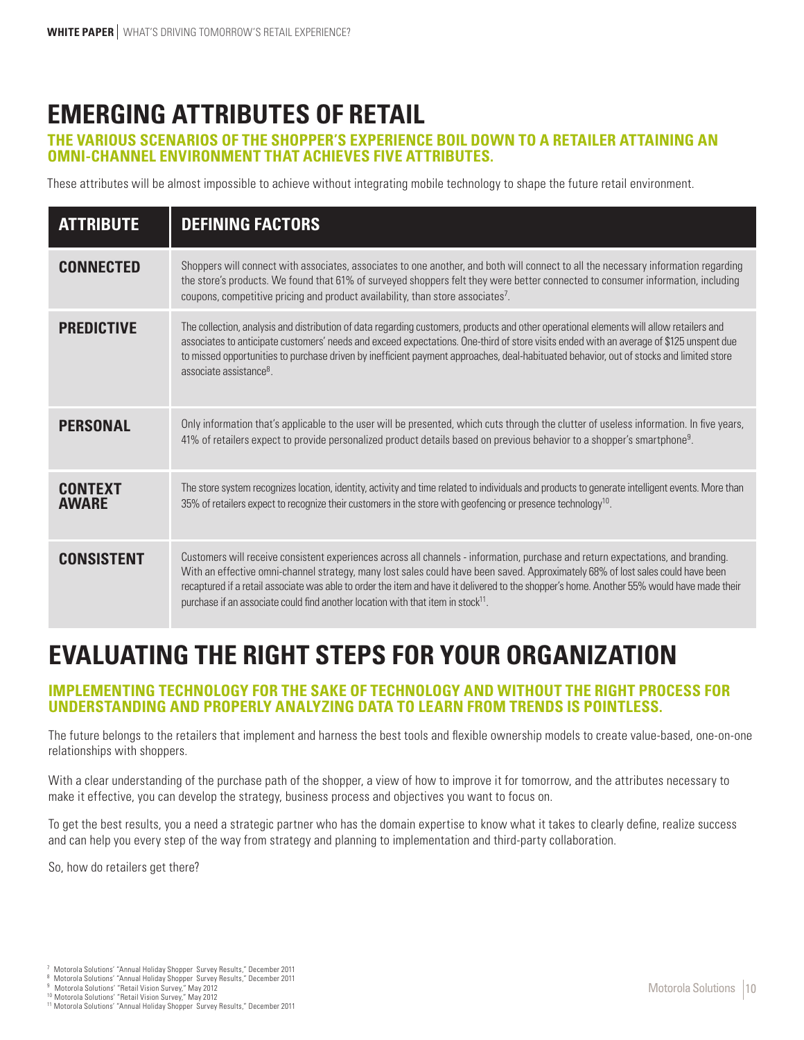# EMERGING ATTRIBUTES OF RETAIL

### THE VARIOUS SCENARIOS OF THE SHOPPER'S EXPERIENCE BOIL DOWN TO A RETAILER ATTAINING AN OMNI-CHANNEL ENVIRONMENT THAT ACHIEVES FIVE ATTRIBUTES.

These attributes will be almost impossible to achieve without integrating mobile technology to shape the future retail environment.

| ATTRIBUTE | DEFINING FACTORS |
|---|---|
| **CONNECTED** | Shoppers will connect with associates, associates to one another, and both will connect to all the necessary information regarding the store's products. We found that 61% of surveyed shoppers felt they were better connected to consumer information, including coupons, competitive pricing and product availability, than store associates[7]. |
| **PREDICTIVE** | The collection, analysis and distribution of data regarding customers, products and other operational elements will allow retailers and associates to anticipate customers' needs and exceed expectations. One-third of store visits ended with an average of $125 unspent due to missed opportunities to purchase driven by inefficient payment approaches, deal-habituated behavior, out of stocks and limited store associate assistance[8]. |
| **PERSONAL** | Only information that's applicable to the user will be presented, which cuts through the clutter of useless information. In five years, 41% of retailers expect to provide personalized product details based on previous behavior to a shopper's smartphone[9]. |
| **CONTEXT AWARE** | The store system recognizes location, identity, activity and time related to individuals and products to generate intelligent events. More than 35% of retailers expect to recognize their customers in the store with geofencing or presence technology[10]. |
| **CONSISTENT** | Customers will receive consistent experiences across all channels - information, purchase and return expectations, and branding. With an effective omni-channel strategy, many lost sales could have been saved. Approximately 68% of lost sales could have been recaptured if a retail associate was able to order the item and have it delivered to the shopper's home. Another 55% would have made their purchase if an associate could find another location with that item in stock[11]. |

# EVALUATING THE RIGHT STEPS FOR YOUR ORGANIZATION

### IMPLEMENTING TECHNOLOGY FOR THE SAKE OF TECHNOLOGY AND WITHOUT THE RIGHT PROCESS FOR UNDERSTANDING AND PROPERLY ANALYZING DATA TO LEARN FROM TRENDS IS POINTLESS.

The future belongs to the retailers that implement and harness the best tools and flexible ownership models to create value-based, one-on-one relationships with shoppers.

With a clear understanding of the purchase path of the shopper, a view of how to improve it for tomorrow, and the attributes necessary to make it effective, you can develop the strategy, business process and objectives you want to focus on.

To get the best results, you a need a strategic partner who has the domain expertise to know what it takes to clearly define, realize success and can help you every step of the way from strategy and planning to implementation and third-party collaboration.

So, how do retailers get there?

[7] Motorola Solutions' "Annual Holiday Shopper Survey Results," December 2011
[8] Motorola Solutions' "Annual Holiday Shopper Survey Results," December 2011
[9] Motorola Solutions' "Retail Vision Survey," May 2012
[10] Motorola Solutions' "Retail Vision Survey," May 2012
[11] Motorola Solutions' "Annual Holiday Shopper Survey Results," December 2011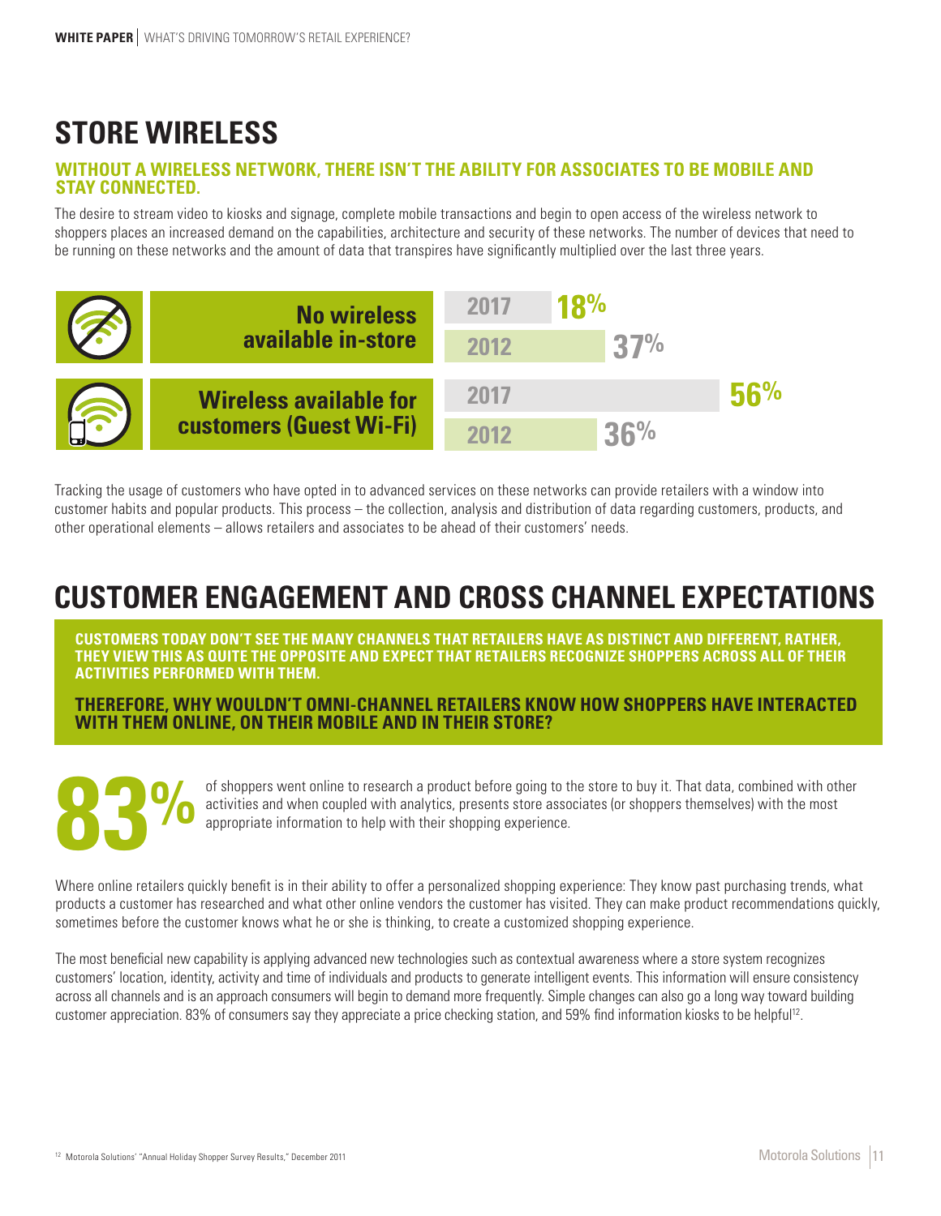# STORE WIRELESS

### WITHOUT A WIRELESS NETWORK, THERE ISN'T THE ABILITY FOR ASSOCIATES TO BE MOBILE AND STAY CONNECTED.

The desire to stream video to kiosks and signage, complete mobile transactions and begin to open access of the wireless network to shoppers places an increased demand on the capabilities, architecture and security of these networks. The number of devices that need to be running on these networks and the amount of data that transpires have significantly multiplied over the last three years.

| | Year | % |
|---|---|---|
| **No wireless available in-store** | 2017 | 18% |
| | 2012 | 37% |
| **Wireless available for customers (Guest Wi-Fi)** | 2017 | 56% |
| | 2012 | 36% |

Tracking the usage of customers who have opted in to advanced services on these networks can provide retailers with a window into customer habits and popular products. This process – the collection, analysis and distribution of data regarding customers, products, and other operational elements – allows retailers and associates to be ahead of their customers' needs.

# CUSTOMER ENGAGEMENT AND CROSS CHANNEL EXPECTATIONS

**CUSTOMERS TODAY DON'T SEE THE MANY CHANNELS THAT RETAILERS HAVE AS DISTINCT AND DIFFERENT, RATHER, THEY VIEW THIS AS QUITE THE OPPOSITE AND EXPECT THAT RETAILERS RECOGNIZE SHOPPERS ACROSS ALL OF THEIR ACTIVITIES PERFORMED WITH THEM.**

**THEREFORE, WHY WOULDN'T OMNI-CHANNEL RETAILERS KNOW HOW SHOPPERS HAVE INTERACTED WITH THEM ONLINE, ON THEIR MOBILE AND IN THEIR STORE?**

**83%** of shoppers went online to research a product before going to the store to buy it. That data, combined with other activities and when coupled with analytics, presents store associates (or shoppers themselves) with the most appropriate information to help with their shopping experience.

Where online retailers quickly benefit is in their ability to offer a personalized shopping experience: They know past purchasing trends, what products a customer has researched and what other online vendors the customer has visited. They can make product recommendations quickly, sometimes before the customer knows what he or she is thinking, to create a customized shopping experience.

The most beneficial new capability is applying advanced new technologies such as contextual awareness where a store system recognizes customers' location, identity, activity and time of individuals and products to generate intelligent events. This information will ensure consistency across all channels and is an approach consumers will begin to demand more frequently. Simple changes can also go a long way toward building customer appreciation. 83% of consumers say they appreciate a price checking station, and 59% find information kiosks to be helpful[12].

[12] Motorola Solutions' "Annual Holiday Shopper Survey Results," December 2011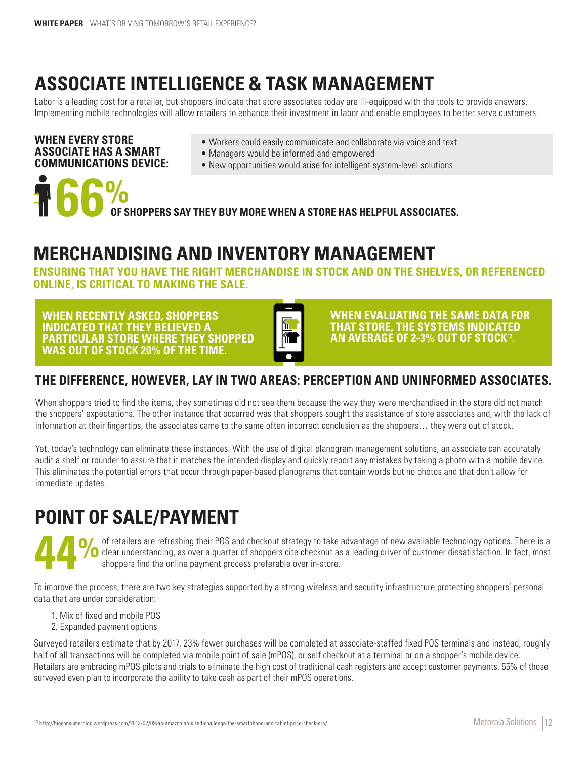## ASSOCIATE INTELLIGENCE & TASK MANAGEMENT

Labor is a leading cost for a retailer, but shoppers indicate that store associates today are ill-equipped with the tools to provide answers. Implementing mobile technologies will allow retailers to enhance their investment in labor and enable employees to better serve customers.

**WHEN EVERY STORE ASSOCIATE HAS A SMART COMMUNICATIONS DEVICE:**

- Workers could easily communicate and collaborate via voice and text
- Managers would be informed and empowered
- New opportunities would arise for intelligent system-level solutions

**66% OF SHOPPERS SAY THEY BUY MORE WHEN A STORE HAS HELPFUL ASSOCIATES.**

## MERCHANDISING AND INVENTORY MANAGEMENT

**ENSURING THAT YOU HAVE THE RIGHT MERCHANDISE IN STOCK AND ON THE SHELVES, OR REFERENCED ONLINE, IS CRITICAL TO MAKING THE SALE.**

**WHEN RECENTLY ASKED, SHOPPERS INDICATED THAT THEY BELIEVED A PARTICULAR STORE WHERE THEY SHOPPED WAS OUT OF STOCK 20% OF THE TIME.**

**WHEN EVALUATING THE SAME DATA FOR THAT STORE, THE SYSTEMS INDICATED AN AVERAGE OF 2-3% OUT OF STOCK[13].**

### THE DIFFERENCE, HOWEVER, LAY IN TWO AREAS: PERCEPTION AND UNINFORMED ASSOCIATES.

When shoppers tried to find the items, they sometimes did not see them because the way they were merchandised in the store did not match the shoppers' expectations. The other instance that occurred was that shoppers sought the assistance of store associates and, with the lack of information at their fingertips, the associates came to the same often incorrect conclusion as the shoppers… they were out of stock.

Yet, today's technology can eliminate these instances. With the use of digital planogram management solutions, an associate can accurately audit a shelf or rounder to assure that it matches the intended display and quickly report any mistakes by taking a photo with a mobile device. This eliminates the potential errors that occur through paper-based planograms that contain words but no photos and that don't allow for immediate updates.

## POINT OF SALE/PAYMENT

**44%** of retailers are refreshing their POS and checkout strategy to take advantage of new available technology options. There is a clear understanding, as over a quarter of shoppers cite checkout as a leading driver of customer dissatisfaction. In fact, most shoppers find the online payment process preferable over in-store.

To improve the process, there are two key strategies supported by a strong wireless and security infrastructure protecting shoppers' personal data that are under consideration:

1. Mix of fixed and mobile POS
2. Expanded payment options

Surveyed retailers estimate that by 2017, 23% fewer purchases will be completed at associate-staffed fixed POS terminals and instead, roughly half of all transactions will be completed via mobile point of sale (mPOS), or self checkout at a terminal or on a shopper's mobile device. Retailers are embracing mPOS pilots and trials to eliminate the high cost of traditional cash registers and accept customer payments. 55% of those surveyed even plan to incorporate the ability to take cash as part of their mPOS operations.

[13] http://bigconsumerblog.wordpress.com/2012/02/09/an-amazonian-sized-challenge-the-smartphone-and-tablet-price-check-era/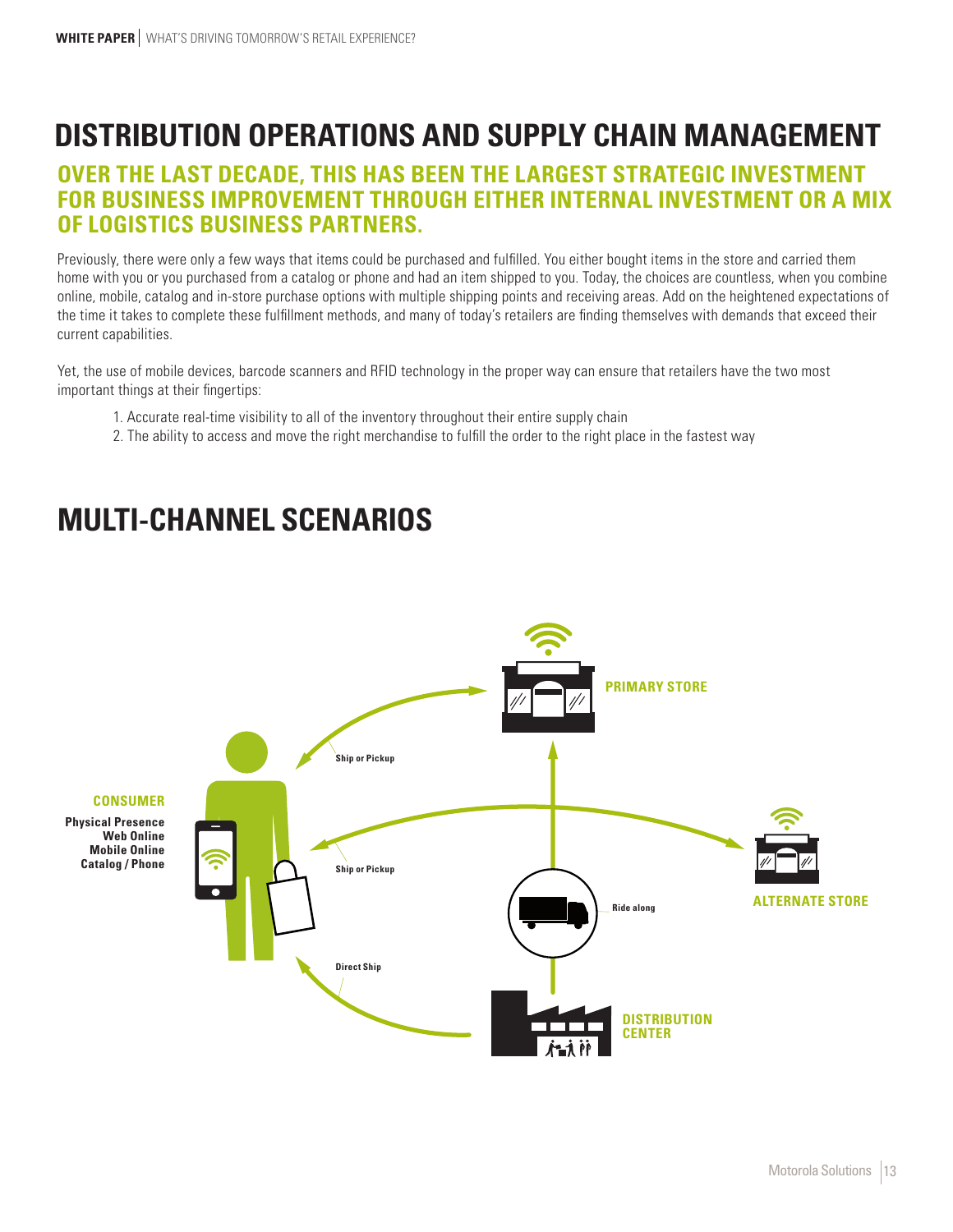# DISTRIBUTION OPERATIONS AND SUPPLY CHAIN MANAGEMENT

## OVER THE LAST DECADE, THIS HAS BEEN THE LARGEST STRATEGIC INVESTMENT FOR BUSINESS IMPROVEMENT THROUGH EITHER INTERNAL INVESTMENT OR A MIX OF LOGISTICS BUSINESS PARTNERS.

Previously, there were only a few ways that items could be purchased and fulfilled. You either bought items in the store and carried them home with you or you purchased from a catalog or phone and had an item shipped to you. Today, the choices are countless, when you combine online, mobile, catalog and in-store purchase options with multiple shipping points and receiving areas. Add on the heightened expectations of the time it takes to complete these fulfillment methods, and many of today's retailers are finding themselves with demands that exceed their current capabilities.

Yet, the use of mobile devices, barcode scanners and RFID technology in the proper way can ensure that retailers have the two most important things at their fingertips:

1. Accurate real-time visibility to all of the inventory throughout their entire supply chain
2. The ability to access and move the right merchandise to fulfill the order to the right place in the fastest way

# MULTI-CHANNEL SCENARIOS

**CONSUMER**

**Physical Presence**
**Web Online**
**Mobile Online**
**Catalog / Phone**

**PRIMARY STORE**

**ALTERNATE STORE**

**DISTRIBUTION CENTER**

Ship or Pickup

Ship or Pickup

Ride along

Direct Ship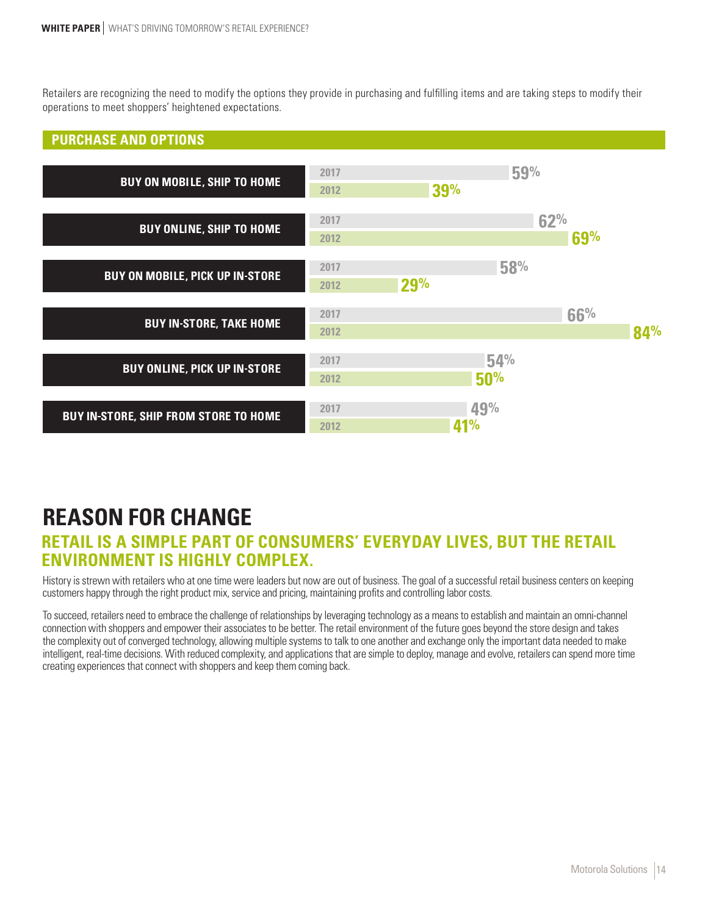Retailers are recognizing the need to modify the options they provide in purchasing and fulfilling items and are taking steps to modify their operations to meet shoppers' heightened expectations.

## PURCHASE AND OPTIONS

| Option | 2017 | 2012 |
| --- | --- | --- |
| BUY ON MOBILE, SHIP TO HOME | 59% | 39% |
| BUY ONLINE, SHIP TO HOME | 62% | 69% |
| BUY ON MOBILE, PICK UP IN-STORE | 58% | 29% |
| BUY IN-STORE, TAKE HOME | 66% | 84% |
| BUY ONLINE, PICK UP IN-STORE | 54% | 50% |
| BUY IN-STORE, SHIP FROM STORE TO HOME | 49% | 41% |

# REASON FOR CHANGE

## RETAIL IS A SIMPLE PART OF CONSUMERS' EVERYDAY LIVES, BUT THE RETAIL ENVIRONMENT IS HIGHLY COMPLEX.

History is strewn with retailers who at one time were leaders but now are out of business. The goal of a successful retail business centers on keeping customers happy through the right product mix, service and pricing, maintaining profits and controlling labor costs.

To succeed, retailers need to embrace the challenge of relationships by leveraging technology as a means to establish and maintain an omni-channel connection with shoppers and empower their associates to be better. The retail environment of the future goes beyond the store design and takes the complexity out of converged technology, allowing multiple systems to talk to one another and exchange only the important data needed to make intelligent, real-time decisions. With reduced complexity, and applications that are simple to deploy, manage and evolve, retailers can spend more time creating experiences that connect with shoppers and keep them coming back.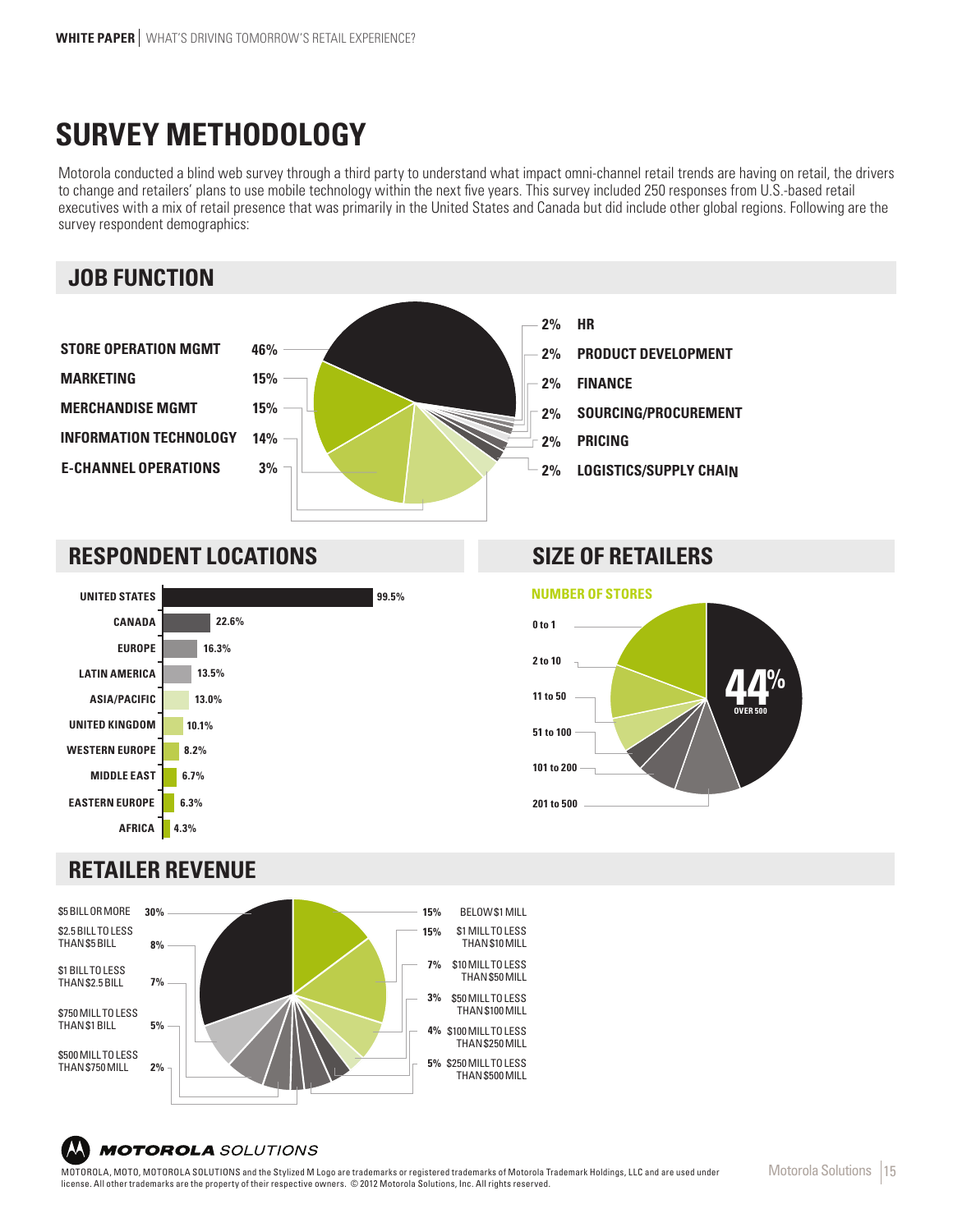# SURVEY METHODOLOGY

Motorola conducted a blind web survey through a third party to understand what impact omni-channel retail trends are having on retail, the drivers to change and retailers' plans to use mobile technology within the next five years. This survey included 250 responses from U.S.-based retail executives with a mix of retail presence that was primarily in the United States and Canada but did include other global regions. Following are the survey respondent demographics:

## JOB FUNCTION

STORE OPERATION MGMT 46%
MARKETING 15%
MERCHANDISE MGMT 15%
INFORMATION TECHNOLOGY 14%
E-CHANNEL OPERATIONS 3%

2% HR
2% PRODUCT DEVELOPMENT
2% FINANCE
2% SOURCING/PROCUREMENT
2% PRICING
2% LOGISTICS/SUPPLY CHAIN

## RESPONDENT LOCATIONS

UNITED STATES 99.5%
CANADA 22.6%
EUROPE 16.3%
LATIN AMERICA 13.5%
ASIA/PACIFIC 13.0%
UNITED KINGDOM 10.1%
WESTERN EUROPE 8.2%
MIDDLE EAST 6.7%
EASTERN EUROPE 6.3%
AFRICA 4.3%

## SIZE OF RETAILERS

NUMBER OF STORES

0 to 1
2 to 10
11 to 50
51 to 100
101 to 200
201 to 500

44% OVER 500

## RETAILER REVENUE

$5 BILL OR MORE 30%
$2.5 BILL TO LESS THAN $5 BILL 8%
$1 BILL TO LESS THAN $2.5 BILL 7%
$750 MILL TO LESS THAN $1 BILL 5%
$500 MILL TO LESS THAN $750 MILL 2%

15% BELOW $1 MILL
15% $1 MILL TO LESS THAN $10 MILL
7% $10 MILL TO LESS THAN $50 MILL
3% $50 MILL TO LESS THAN $100 MILL
4% $100 MILL TO LESS THAN $250 MILL
5% $250 MILL TO LESS THAN $500 MILL

**MOTOROLA** SOLUTIONS

MOTOROLA, MOTO, MOTOROLA SOLUTIONS and the Stylized M Logo are trademarks or registered trademarks of Motorola Trademark Holdings, LLC and are used under license. All other trademarks are the property of their respective owners. © 2012 Motorola Solutions, Inc. All rights reserved.